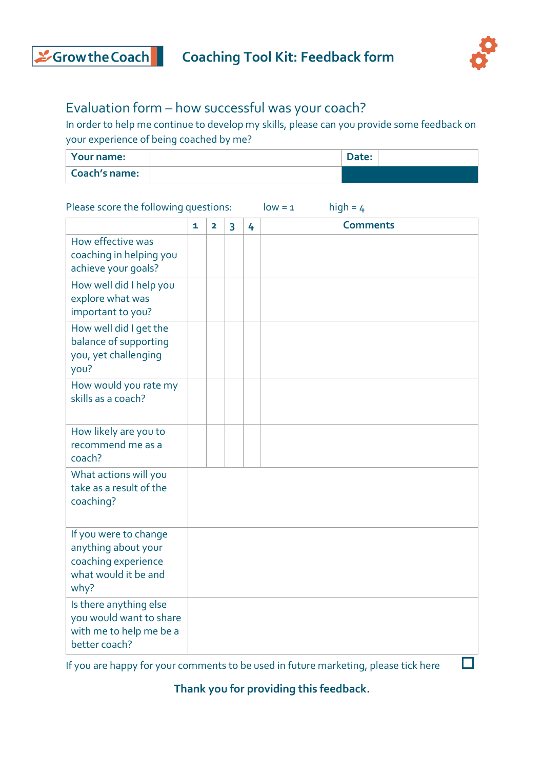Grow the Coach

# Coaching Tool Kit: Feedback form

## Evaluation form – how successful was your coach?

In order to help me continue to develop my skills, please can you provide some feedback on your experience of being coached by me?

| **Your name:** | | **Date:** | |
|---|---|---|---|
| **Coach's name:** | | | |

Please score the following questions: low = 1 high = 4

| | 1 | 2 | 3 | 4 | **Comments** |
|---|---|---|---|---|---|
| How effective was coaching in helping you achieve your goals? | | | | | |
| How well did I help you explore what was important to you? | | | | | |
| How well did I get the balance of supporting you, yet challenging you? | | | | | |
| How would you rate my skills as a coach? | | | | | |
| How likely are you to recommend me as a coach? | | | | | |
| What actions will you take as a result of the coaching? | | | | | |
| If you were to change anything about your coaching experience what would it be and why? | | | | | |
| Is there anything else you would want to share with me to help me be a better coach? | | | | | |

If you are happy for your comments to be used in future marketing, please tick here ☐

**Thank you for providing this feedback.**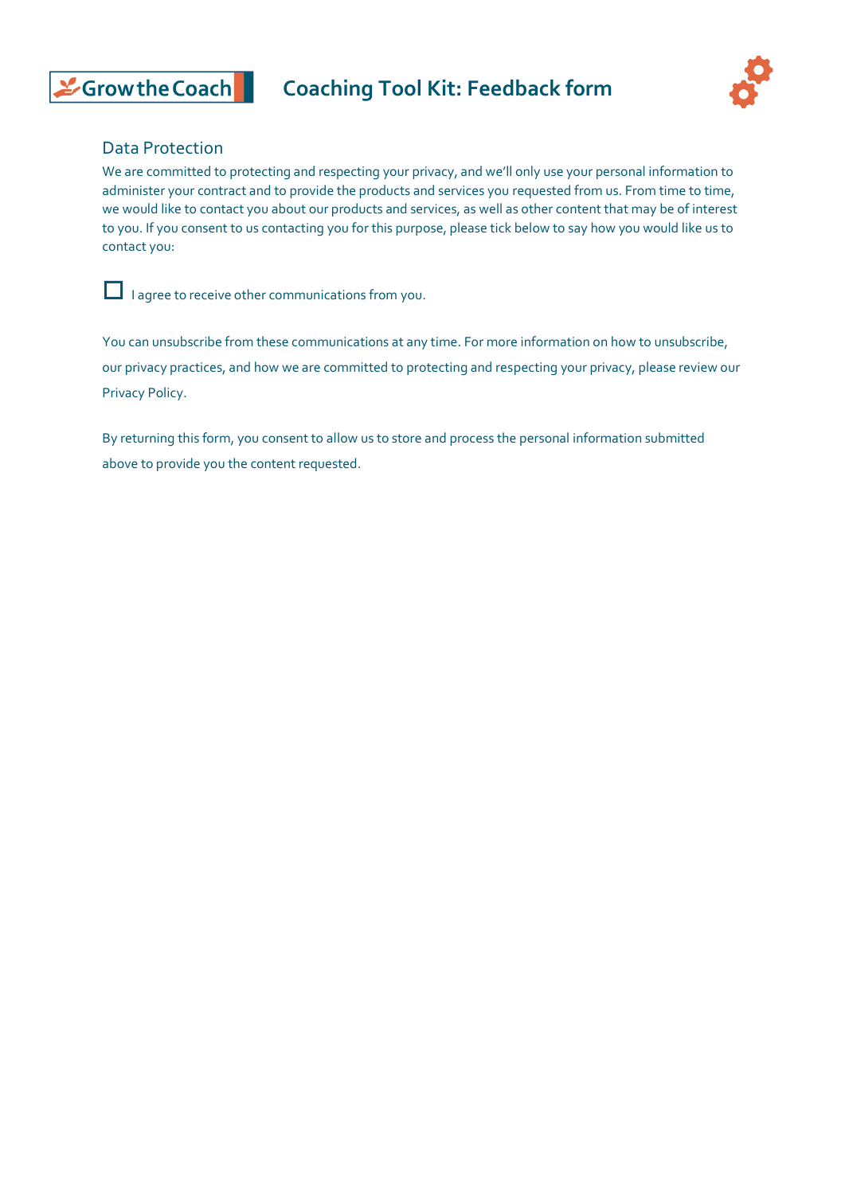## Data Protection

We are committed to protecting and respecting your privacy, and we'll only use your personal information to administer your contract and to provide the products and services you requested from us. From time to time, we would like to contact you about our products and services, as well as other content that may be of interest to you. If you consent to us contacting you for this purpose, please tick below to say how you would like us to contact you:

☐ I agree to receive other communications from you.

You can unsubscribe from these communications at any time. For more information on how to unsubscribe, our privacy practices, and how we are committed to protecting and respecting your privacy, please review our Privacy Policy.

By returning this form, you consent to allow us to store and process the personal information submitted above to provide you the content requested.